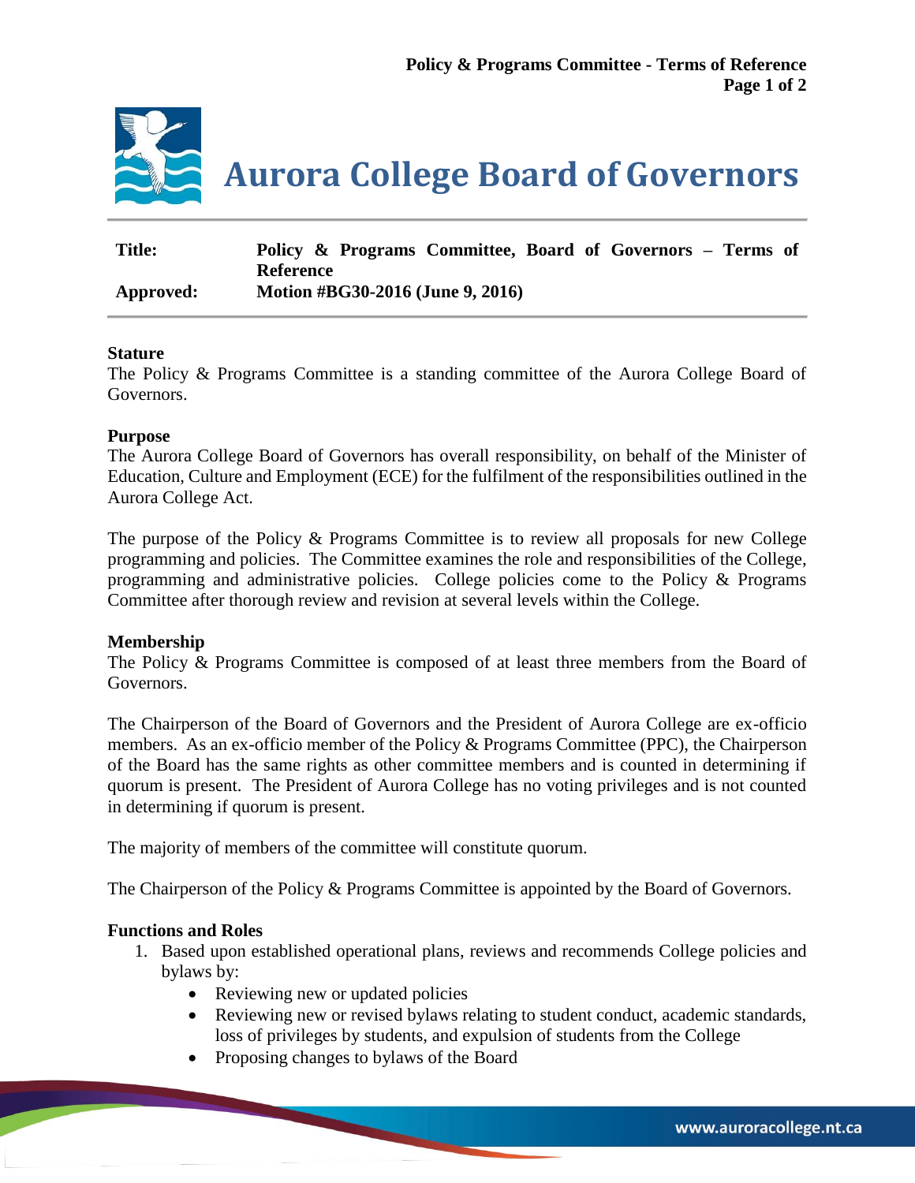# Aurora College Board of Governors

| | |
|---|---|
| **Title:** | **Policy & Programs Committee, Board of Governors – Terms of Reference** |
| **Approved:** | **Motion #BG30-2016 (June 9, 2016)** |

**Stature**

The Policy & Programs Committee is a standing committee of the Aurora College Board of Governors.

**Purpose**

The Aurora College Board of Governors has overall responsibility, on behalf of the Minister of Education, Culture and Employment (ECE) for the fulfilment of the responsibilities outlined in the Aurora College Act.

The purpose of the Policy & Programs Committee is to review all proposals for new College programming and policies. The Committee examines the role and responsibilities of the College, programming and administrative policies. College policies come to the Policy & Programs Committee after thorough review and revision at several levels within the College.

**Membership**

The Policy & Programs Committee is composed of at least three members from the Board of Governors.

The Chairperson of the Board of Governors and the President of Aurora College are ex-officio members. As an ex-officio member of the Policy & Programs Committee (PPC), the Chairperson of the Board has the same rights as other committee members and is counted in determining if quorum is present. The President of Aurora College has no voting privileges and is not counted in determining if quorum is present.

The majority of members of the committee will constitute quorum.

The Chairperson of the Policy & Programs Committee is appointed by the Board of Governors.

**Functions and Roles**

1. Based upon established operational plans, reviews and recommends College policies and bylaws by:
   - Reviewing new or updated policies
   - Reviewing new or revised bylaws relating to student conduct, academic standards, loss of privileges by students, and expulsion of students from the College
   - Proposing changes to bylaws of the Board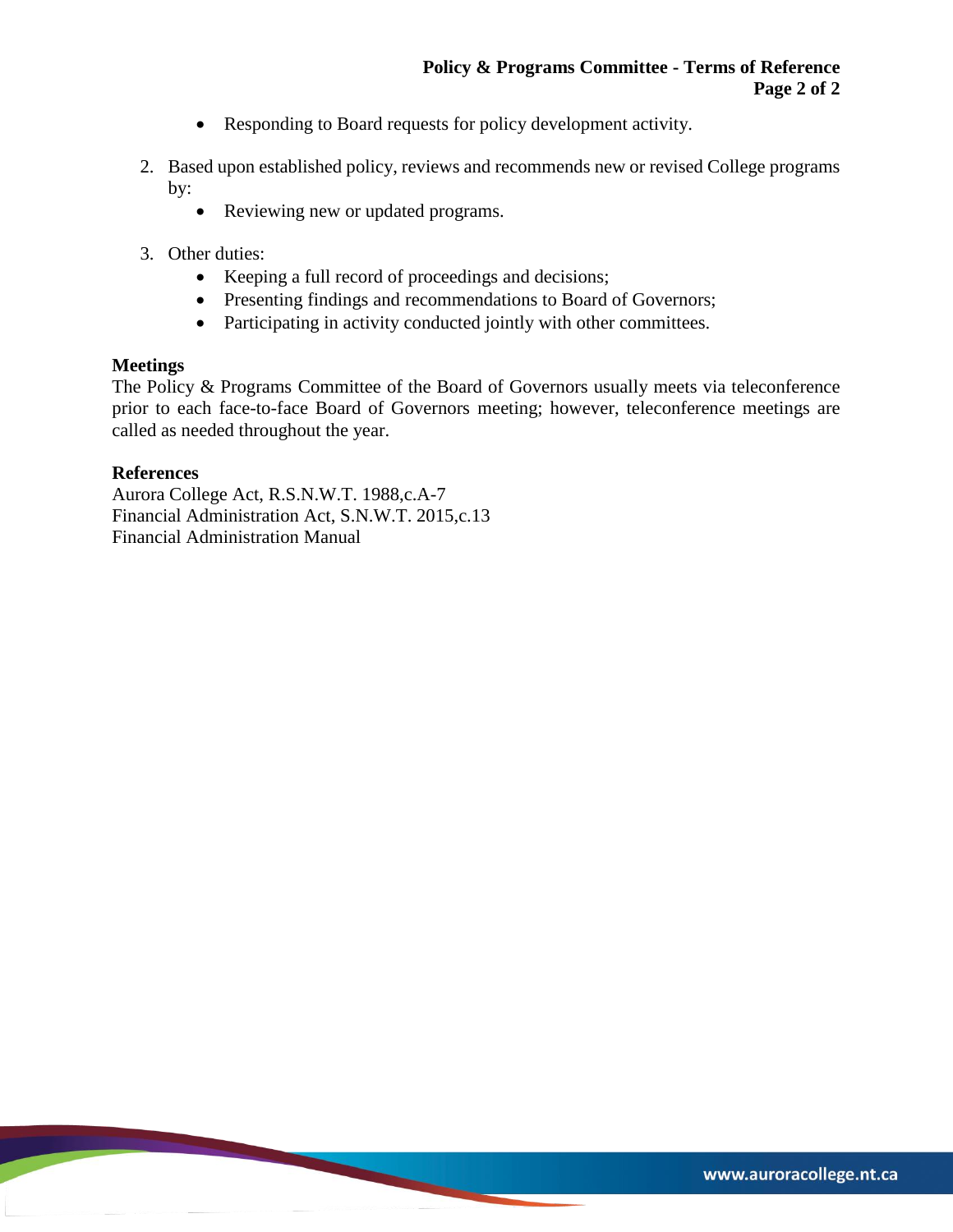- Responding to Board requests for policy development activity.

2. Based upon established policy, reviews and recommends new or revised College programs by:
    - Reviewing new or updated programs.

3. Other duties:
    - Keeping a full record of proceedings and decisions;
    - Presenting findings and recommendations to Board of Governors;
    - Participating in activity conducted jointly with other committees.

**Meetings**

The Policy & Programs Committee of the Board of Governors usually meets via teleconference prior to each face-to-face Board of Governors meeting; however, teleconference meetings are called as needed throughout the year.

**References**

Aurora College Act, R.S.N.W.T. 1988,c.A-7
Financial Administration Act, S.N.W.T. 2015,c.13
Financial Administration Manual